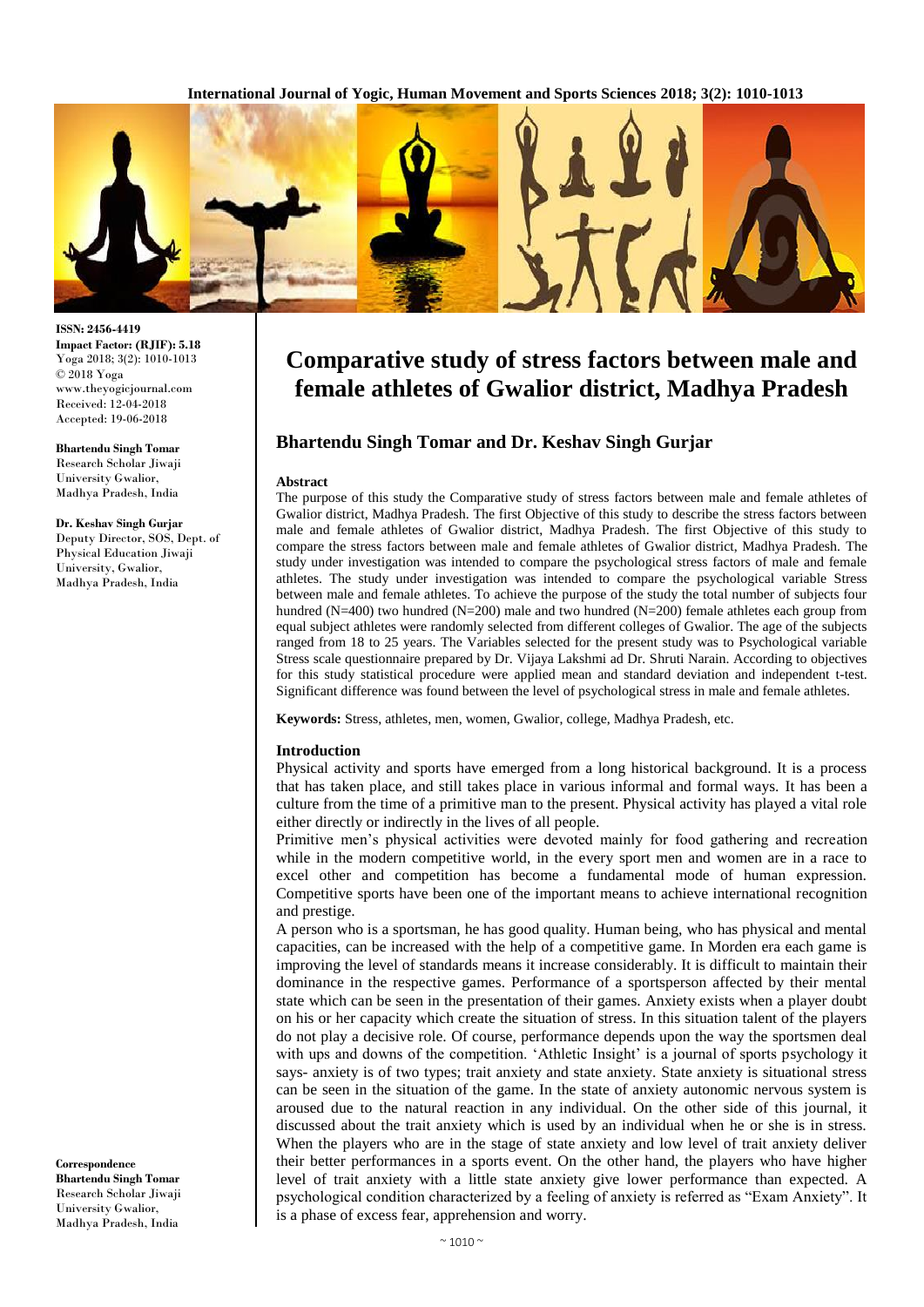ISSN: 2456-4419
Impact Factor: (RJIF): 5.18
Yoga 2018; 3(2): 1010-1013
© 2018 Yoga
www.theyogicjournal.com
Received: 12-04-2018
Accepted: 19-06-2018

**Bhartendu Singh Tomar**
Research Scholar Jiwaji University Gwalior, Madhya Pradesh, India

**Dr. Keshav Singh Gurjar**
Deputy Director, SOS, Dept. of Physical Education Jiwaji University, Gwalior, Madhya Pradesh, India

**Correspondence**
**Bhartendu Singh Tomar**
Research Scholar Jiwaji University Gwalior, Madhya Pradesh, India

# Comparative study of stress factors between male and female athletes of Gwalior district, Madhya Pradesh

## Bhartendu Singh Tomar and Dr. Keshav Singh Gurjar

### Abstract

The purpose of this study the Comparative study of stress factors between male and female athletes of Gwalior district, Madhya Pradesh. The first Objective of this study to describe the stress factors between male and female athletes of Gwalior district, Madhya Pradesh. The first Objective of this study to compare the stress factors between male and female athletes of Gwalior district, Madhya Pradesh. The study under investigation was intended to compare the psychological stress factors of male and female athletes. The study under investigation was intended to compare the psychological variable Stress between male and female athletes. To achieve the purpose of the study the total number of subjects four hundred (N=400) two hundred (N=200) male and two hundred (N=200) female athletes each group from equal subject athletes were randomly selected from different colleges of Gwalior. The age of the subjects ranged from 18 to 25 years. The Variables selected for the present study was to Psychological variable Stress scale questionnaire prepared by Dr. Vijaya Lakshmi ad Dr. Shruti Narain. According to objectives for this study statistical procedure were applied mean and standard deviation and independent t-test. Significant difference was found between the level of psychological stress in male and female athletes.

**Keywords:** Stress, athletes, men, women, Gwalior, college, Madhya Pradesh, etc.

### Introduction

Physical activity and sports have emerged from a long historical background. It is a process that has taken place, and still takes place in various informal and formal ways. It has been a culture from the time of a primitive man to the present. Physical activity has played a vital role either directly or indirectly in the lives of all people.

Primitive men's physical activities were devoted mainly for food gathering and recreation while in the modern competitive world, in the every sport men and women are in a race to excel other and competition has become a fundamental mode of human expression. Competitive sports have been one of the important means to achieve international recognition and prestige.

A person who is a sportsman, he has good quality. Human being, who has physical and mental capacities, can be increased with the help of a competitive game. In Morden era each game is improving the level of standards means it increase considerably. It is difficult to maintain their dominance in the respective games. Performance of a sportsperson affected by their mental state which can be seen in the presentation of their games. Anxiety exists when a player doubt on his or her capacity which create the situation of stress. In this situation talent of the players do not play a decisive role. Of course, performance depends upon the way the sportsmen deal with ups and downs of the competition. 'Athletic Insight' is a journal of sports psychology it says- anxiety is of two types; trait anxiety and state anxiety. State anxiety is situational stress can be seen in the situation of the game. In the state of anxiety autonomic nervous system is aroused due to the natural reaction in any individual. On the other side of this journal, it discussed about the trait anxiety which is used by an individual when he or she is in stress. When the players who are in the stage of state anxiety and low level of trait anxiety deliver their better performances in a sports event. On the other hand, the players who have higher level of trait anxiety with a little state anxiety give lower performance than expected. A psychological condition characterized by a feeling of anxiety is referred as "Exam Anxiety". It is a phase of excess fear, apprehension and worry.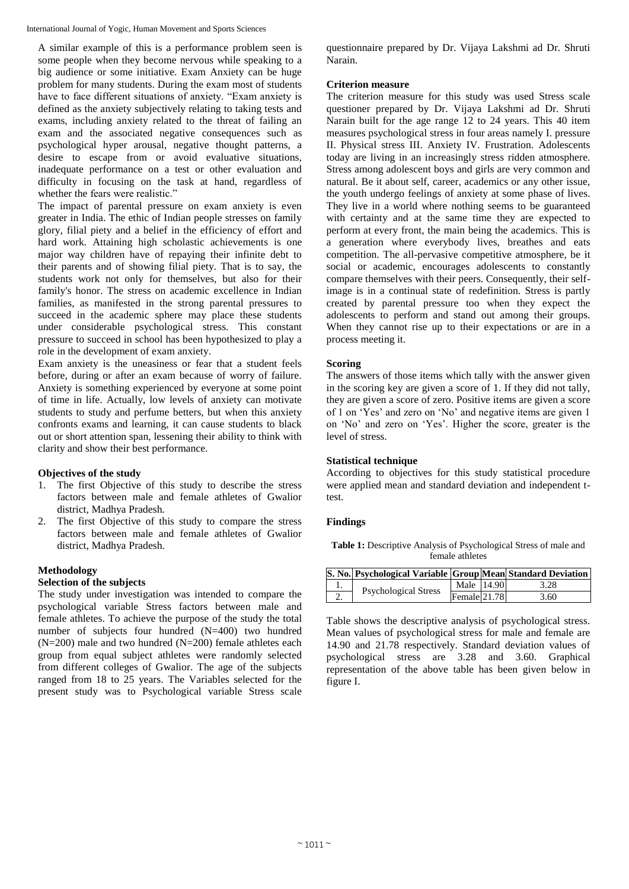A similar example of this is a performance problem seen is some people when they become nervous while speaking to a big audience or some initiative. Exam Anxiety can be huge problem for many students. During the exam most of students have to face different situations of anxiety. "Exam anxiety is defined as the anxiety subjectively relating to taking tests and exams, including anxiety related to the threat of failing an exam and the associated negative consequences such as psychological hyper arousal, negative thought patterns, a desire to escape from or avoid evaluative situations, inadequate performance on a test or other evaluation and difficulty in focusing on the task at hand, regardless of whether the fears were realistic."

The impact of parental pressure on exam anxiety is even greater in India. The ethic of Indian people stresses on family glory, filial piety and a belief in the efficiency of effort and hard work. Attaining high scholastic achievements is one major way children have of repaying their infinite debt to their parents and of showing filial piety. That is to say, the students work not only for themselves, but also for their family's honor. The stress on academic excellence in Indian families, as manifested in the strong parental pressures to succeed in the academic sphere may place these students under considerable psychological stress. This constant pressure to succeed in school has been hypothesized to play a role in the development of exam anxiety.

Exam anxiety is the uneasiness or fear that a student feels before, during or after an exam because of worry of failure. Anxiety is something experienced by everyone at some point of time in life. Actually, low levels of anxiety can motivate students to study and perfume betters, but when this anxiety confronts exams and learning, it can cause students to black out or short attention span, lessening their ability to think with clarity and show their best performance.

### Objectives of the study

1. The first Objective of this study to describe the stress factors between male and female athletes of Gwalior district, Madhya Pradesh.
2. The first Objective of this study to compare the stress factors between male and female athletes of Gwalior district, Madhya Pradesh.

### Methodology

#### Selection of the subjects

The study under investigation was intended to compare the psychological variable Stress factors between male and female athletes. To achieve the purpose of the study the total number of subjects four hundred (N=400) two hundred (N=200) male and two hundred (N=200) female athletes each group from equal subject athletes were randomly selected from different colleges of Gwalior. The age of the subjects ranged from 18 to 25 years. The Variables selected for the present study was to Psychological variable Stress scale questionnaire prepared by Dr. Vijaya Lakshmi ad Dr. Shruti Narain.

#### Criterion measure

The criterion measure for this study was used Stress scale questioner prepared by Dr. Vijaya Lakshmi ad Dr. Shruti Narain built for the age range 12 to 24 years. This 40 item measures psychological stress in four areas namely I. pressure II. Physical stress III. Anxiety IV. Frustration. Adolescents today are living in an increasingly stress ridden atmosphere. Stress among adolescent boys and girls are very common and natural. Be it about self, career, academics or any other issue, the youth undergo feelings of anxiety at some phase of lives. They live in a world where nothing seems to be guaranteed with certainty and at the same time they are expected to perform at every front, the main being the academics. This is a generation where everybody lives, breathes and eats competition. The all-pervasive competitive atmosphere, be it social or academic, encourages adolescents to constantly compare themselves with their peers. Consequently, their self-image is in a continual state of redefinition. Stress is partly created by parental pressure too when they expect the adolescents to perform and stand out among their groups. When they cannot rise up to their expectations or are in a process meeting it.

#### Scoring

The answers of those items which tally with the answer given in the scoring key are given a score of 1. If they did not tally, they are given a score of zero. Positive items are given a score of 1 on 'Yes' and zero on 'No' and negative items are given 1 on 'No' and zero on 'Yes'. Higher the score, greater is the level of stress.

#### Statistical technique

According to objectives for this study statistical procedure were applied mean and standard deviation and independent t-test.

### Findings

**Table 1:** Descriptive Analysis of Psychological Stress of male and female athletes

| S. No. | Psychological Variable | Group | Mean | Standard Deviation |
|---|---|---|---|---|
| 1. | Psychological Stress | Male | 14.90 | 3.28 |
| 2. | | Female | 21.78 | 3.60 |

Table shows the descriptive analysis of psychological stress. Mean values of psychological stress for male and female are 14.90 and 21.78 respectively. Standard deviation values of psychological stress are 3.28 and 3.60. Graphical representation of the above table has been given below in figure I.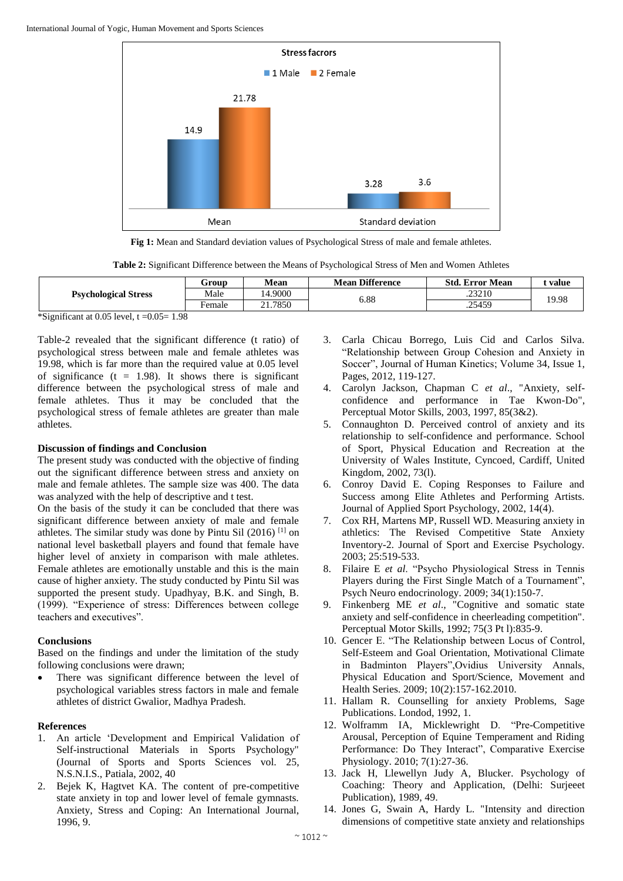Fig 1: Mean and Standard deviation values of Psychological Stress of male and female athletes.

Table 2: Significant Difference between the Means of Psychological Stress of Men and Women Athletes

| | Group | Mean | Mean Difference | Std. Error Mean | t value |
|---|---|---|---|---|---|
| Psychological Stress | Male | 14.9000 | 6.88 | .23210 | 19.98 |
| | Female | 21.7850 | | .25459 | |

*Significant at 0.05 level, t =0.05= 1.98

Table-2 revealed that the significant difference (t ratio) of psychological stress between male and female athletes was 19.98, which is far more than the required value at 0.05 level of significance (t = 1.98). It shows there is significant difference between the psychological stress of male and female athletes. Thus it may be concluded that the psychological stress of female athletes are greater than male athletes.

## Discussion of findings and Conclusion

The present study was conducted with the objective of finding out the significant difference between stress and anxiety on male and female athletes. The sample size was 400. The data was analyzed with the help of descriptive and t test.

On the basis of the study it can be concluded that there was significant difference between anxiety of male and female athletes. The similar study was done by Pintu Sil (2016) [1] on national level basketball players and found that female have higher level of anxiety in comparison with male athletes. Female athletes are emotionally unstable and this is the main cause of higher anxiety. The study conducted by Pintu Sil was supported the present study. Upadhyay, B.K. and Singh, B. (1999). "Experience of stress: Differences between college teachers and executives".

## Conclusions

Based on the findings and under the limitation of the study following conclusions were drawn;

- There was significant difference between the level of psychological variables stress factors in male and female athletes of district Gwalior, Madhya Pradesh.

## References

1. An article 'Development and Empirical Validation of Self-instructional Materials in Sports Psychology" (Journal of Sports and Sports Sciences vol. 25, N.S.N.I.S., Patiala, 2002, 40
2. Bejek K, Hagtvet KA. The content of pre-competitive state anxiety in top and lower level of female gymnasts. Anxiety, Stress and Coping: An International Journal, 1996, 9.
3. Carla Chicau Borrego, Luis Cid and Carlos Silva. "Relationship between Group Cohesion and Anxiety in Soccer", Journal of Human Kinetics; Volume 34, Issue 1, Pages, 2012, 119-127.
4. Carolyn Jackson, Chapman C *et al*., "Anxiety, self-confidence and performance in Tae Kwon-Do", Perceptual Motor Skills, 2003, 1997, 85(3&2).
5. Connaughton D. Perceived control of anxiety and its relationship to self-confidence and performance. School of Sport, Physical Education and Recreation at the University of Wales Institute, Cyncoed, Cardiff, United Kingdom, 2002, 73(l).
6. Conroy David E. Coping Responses to Failure and Success among Elite Athletes and Performing Artists. Journal of Applied Sport Psychology, 2002, 14(4).
7. Cox RH, Martens MP, Russell WD. Measuring anxiety in athletics: The Revised Competitive State Anxiety Inventory-2. Journal of Sport and Exercise Psychology. 2003; 25:519-533.
8. Filaire E *et al*. "Psycho Physiological Stress in Tennis Players during the First Single Match of a Tournament", Psych Neuro endocrinology. 2009; 34(1):150-7.
9. Finkenberg ME *et al*., "Cognitive and somatic state anxiety and self-confidence in cheerleading competition". Perceptual Motor Skills, 1992; 75(3 Pt l):835-9.
10. Gencer E. "The Relationship between Locus of Control, Self-Esteem and Goal Orientation, Motivational Climate in Badminton Players",Ovidius University Annals, Physical Education and Sport/Science, Movement and Health Series. 2009; 10(2):157-162.2010.
11. Hallam R. Counselling for anxiety Problems, Sage Publications. Londod, 1992, 1.
12. Wolframm IA, Micklewright D. "Pre-Competitive Arousal, Perception of Equine Temperament and Riding Performance: Do They Interact", Comparative Exercise Physiology. 2010; 7(1):27-36.
13. Jack H, Llewellyn Judy A, Blucker. Psychology of Coaching: Theory and Application, (Delhi: Surjeeet Publication), 1989, 49.
14. Jones G, Swain A, Hardy L. "Intensity and direction dimensions of competitive state anxiety and relationships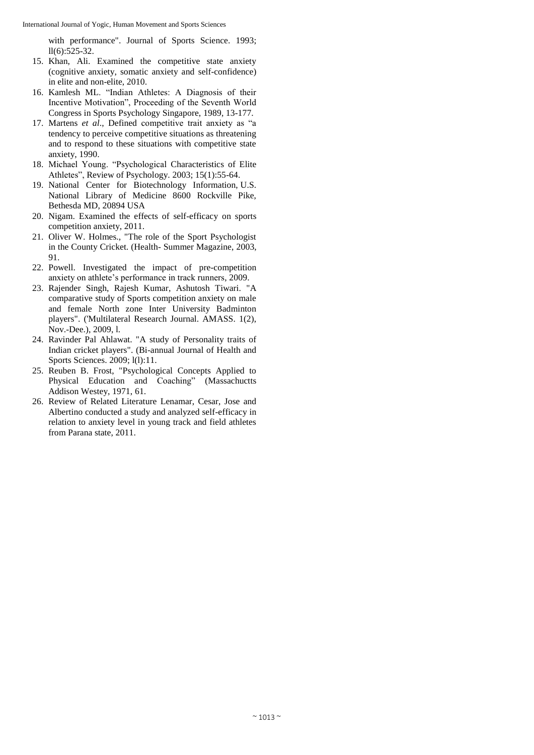with performance". Journal of Sports Science. 1993; ll(6):525-32.

15. Khan, Ali. Examined the competitive state anxiety (cognitive anxiety, somatic anxiety and self-confidence) in elite and non-elite, 2010.
16. Kamlesh ML. "Indian Athletes: A Diagnosis of their Incentive Motivation", Proceeding of the Seventh World Congress in Sports Psychology Singapore, 1989, 13-177.
17. Martens *et al*., Defined competitive trait anxiety as "a tendency to perceive competitive situations as threatening and to respond to these situations with competitive state anxiety, 1990.
18. Michael Young. "Psychological Characteristics of Elite Athletes", Review of Psychology. 2003; 15(1):55-64.
19. National Center for Biotechnology Information, U.S. National Library of Medicine 8600 Rockville Pike, Bethesda MD, 20894 USA
20. Nigam. Examined the effects of self-efficacy on sports competition anxiety, 2011.
21. Oliver W. Holmes., "The role of the Sport Psychologist in the County Cricket. (Health- Summer Magazine, 2003, 91.
22. Powell. Investigated the impact of pre-competition anxiety on athlete's performance in track runners, 2009.
23. Rajender Singh, Rajesh Kumar, Ashutosh Tiwari. "A comparative study of Sports competition anxiety on male and female North zone Inter University Badminton players". ('Multilateral Research Journal. AMASS. 1(2), Nov.-Dee.), 2009, l.
24. Ravinder Pal Ahlawat. "A study of Personality traits of Indian cricket players". (Bi-annual Journal of Health and Sports Sciences. 2009; l(l):11.
25. Reuben B. Frost, "Psychological Concepts Applied to Physical Education and Coaching" (Massachuctts Addison Westey, 1971, 61.
26. Review of Related Literature Lenamar, Cesar, Jose and Albertino conducted a study and analyzed self-efficacy in relation to anxiety level in young track and field athletes from Parana state, 2011.